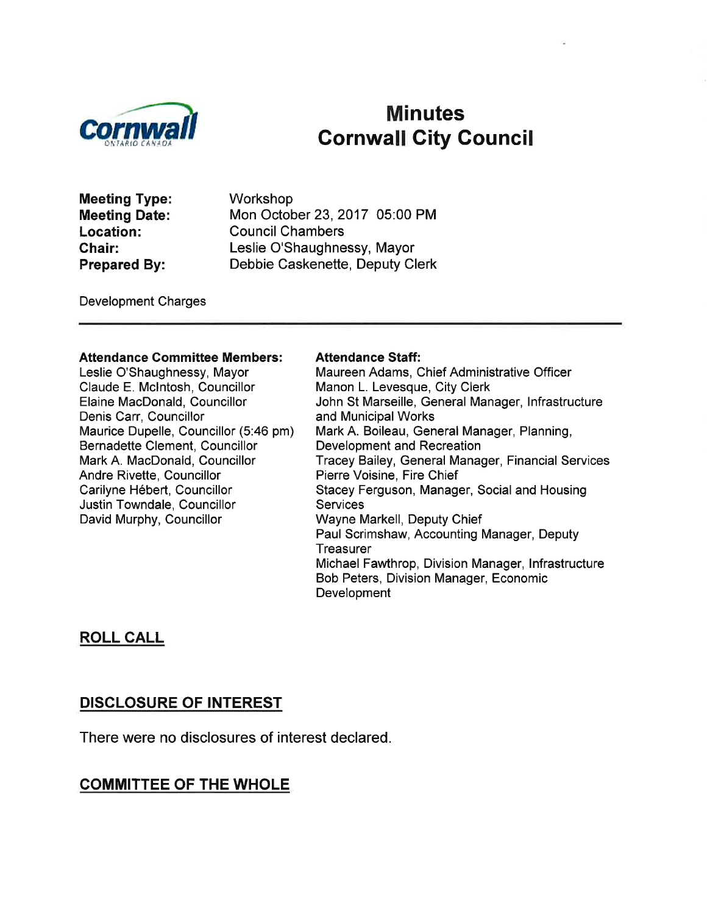# Minutes
# Cornwall City Council

**Meeting Type:** Workshop
**Meeting Date:** Mon October 23, 2017 05:00 PM
**Location:** Council Chambers
**Chair:** Leslie O'Shaughnessy, Mayor
**Prepared By:** Debbie Caskenette, Deputy Clerk

Development Charges

---

**Attendance Committee Members:**
Leslie O'Shaughnessy, Mayor
Claude E. McIntosh, Councillor
Elaine MacDonald, Councillor
Denis Carr, Councillor
Maurice Dupelle, Councillor (5:46 pm)
Bernadette Clement, Councillor
Mark A. MacDonald, Councillor
Andre Rivette, Councillor
Carilyne Hébert, Councillor
Justin Towndale, Councillor
David Murphy, Councillor

**Attendance Staff:**
Maureen Adams, Chief Administrative Officer
Manon L. Levesque, City Clerk
John St Marseille, General Manager, Infrastructure and Municipal Works
Mark A. Boileau, General Manager, Planning, Development and Recreation
Tracey Bailey, General Manager, Financial Services
Pierre Voisine, Fire Chief
Stacey Ferguson, Manager, Social and Housing Services
Wayne Markell, Deputy Chief
Paul Scrimshaw, Accounting Manager, Deputy Treasurer
Michael Fawthrop, Division Manager, Infrastructure
Bob Peters, Division Manager, Economic Development

## ROLL CALL

## DISCLOSURE OF INTEREST

There were no disclosures of interest declared.

## COMMITTEE OF THE WHOLE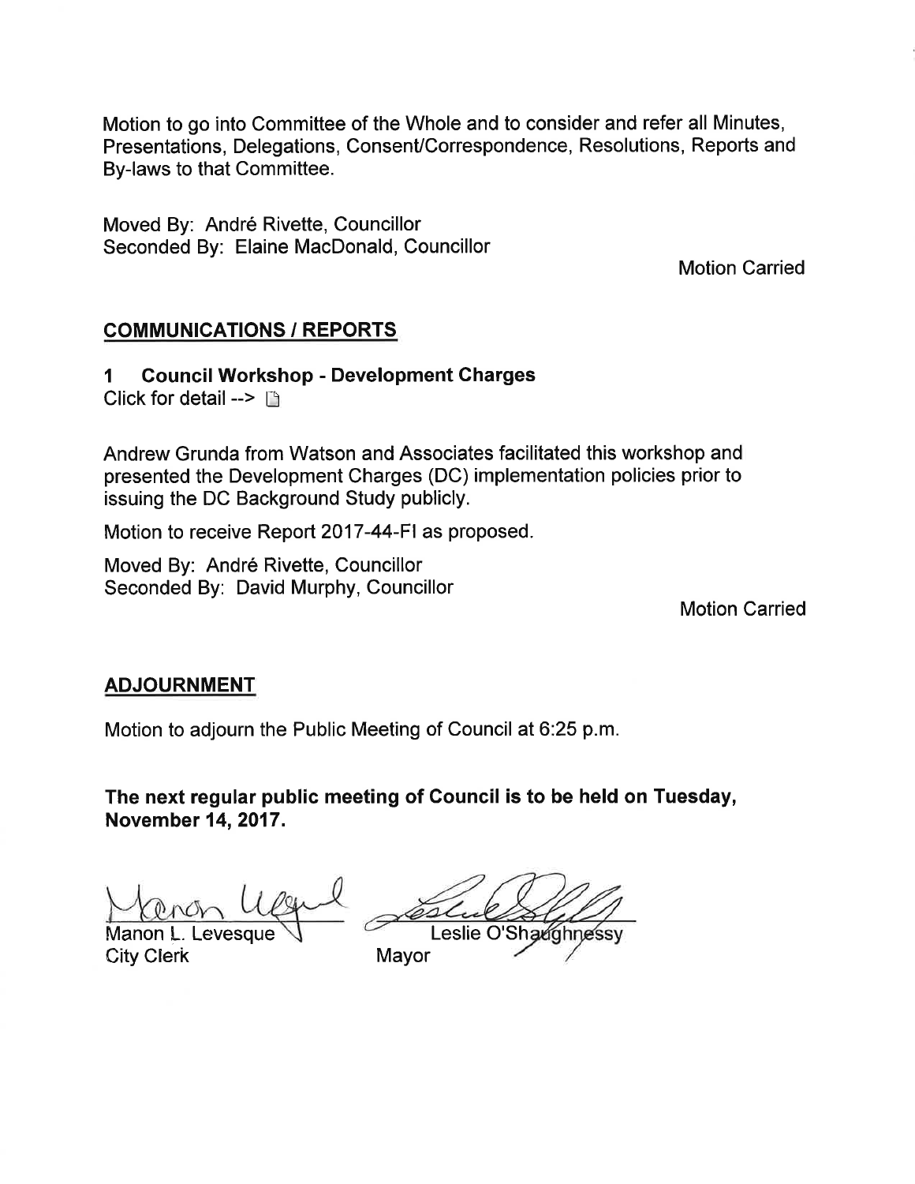Motion to go into Committee of the Whole and to consider and refer all Minutes, Presentations, Delegations, Consent/Correspondence, Resolutions, Reports and By-laws to that Committee.

Moved By: André Rivette, Councillor
Seconded By: Elaine MacDonald, Councillor

Motion Carried

## COMMUNICATIONS / REPORTS

### 1 Council Workshop - Development Charges

Click for detail -->

Andrew Grunda from Watson and Associates facilitated this workshop and presented the Development Charges (DC) implementation policies prior to issuing the DC Background Study publicly.

Motion to receive Report 2017-44-FI as proposed.

Moved By: André Rivette, Councillor
Seconded By: David Murphy, Councillor

Motion Carried

## ADJOURNMENT

Motion to adjourn the Public Meeting of Council at 6:25 p.m.

**The next regular public meeting of Council is to be held on Tuesday, November 14, 2017.**

Manon L. Levesque
City Clerk

Leslie O'Shaughnessy
Mayor